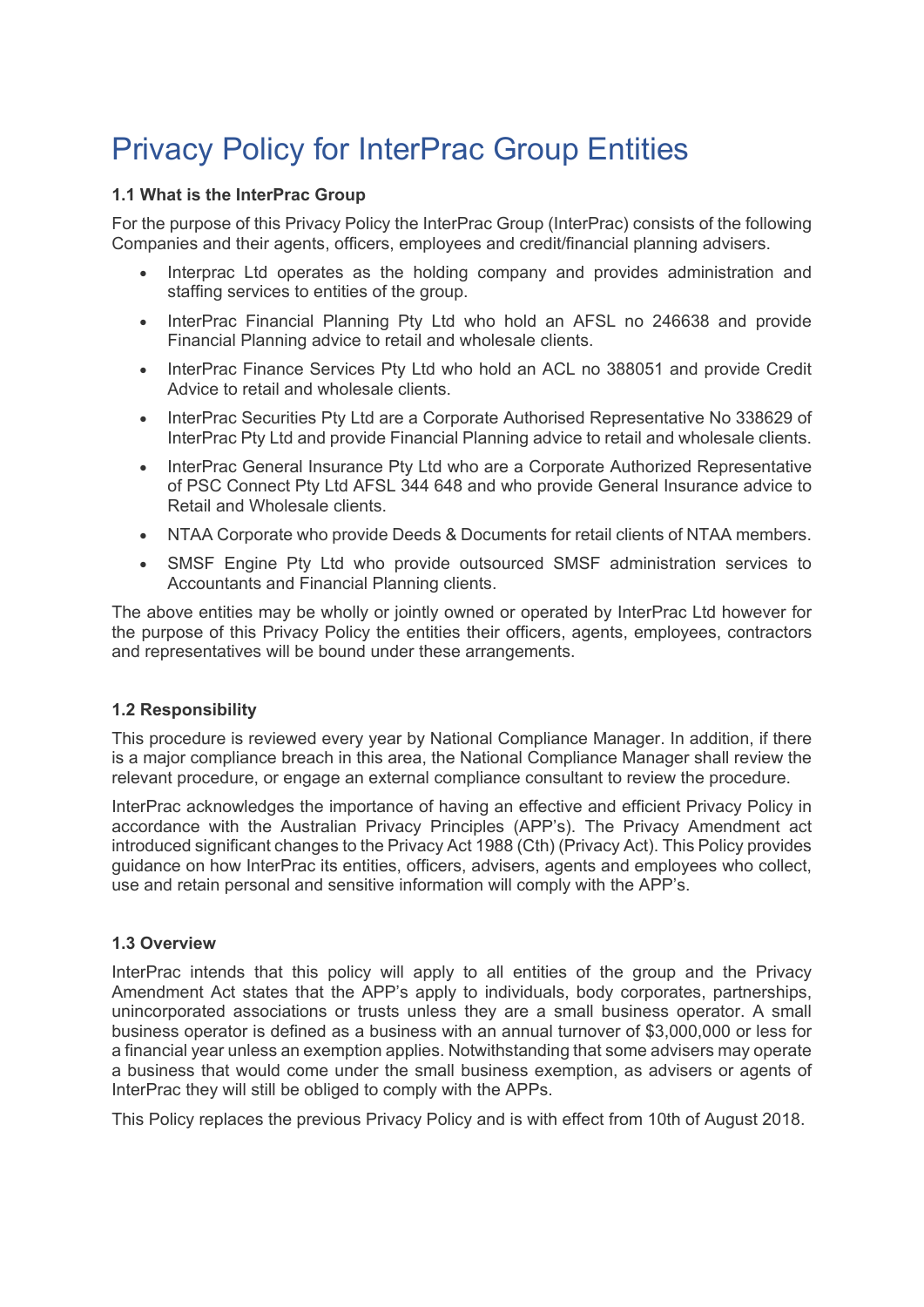# Privacy Policy for InterPrac Group Entities

### 1.1 What is the InterPrac Group

For the purpose of this Privacy Policy the InterPrac Group (InterPrac) consists of the following Companies and their agents, officers, employees and credit/financial planning advisers.

- Interprac Ltd operates as the holding company and provides administration and staffing services to entities of the group.
- InterPrac Financial Planning Pty Ltd who hold an AFSL no 246638 and provide Financial Planning advice to retail and wholesale clients.
- InterPrac Finance Services Pty Ltd who hold an ACL no 388051 and provide Credit Advice to retail and wholesale clients.
- InterPrac Securities Pty Ltd are a Corporate Authorised Representative No 338629 of InterPrac Pty Ltd and provide Financial Planning advice to retail and wholesale clients.
- InterPrac General Insurance Pty Ltd who are a Corporate Authorized Representative of PSC Connect Pty Ltd AFSL 344 648 and who provide General Insurance advice to Retail and Wholesale clients.
- NTAA Corporate who provide Deeds & Documents for retail clients of NTAA members.
- SMSF Engine Pty Ltd who provide outsourced SMSF administration services to Accountants and Financial Planning clients.

The above entities may be wholly or jointly owned or operated by InterPrac Ltd however for the purpose of this Privacy Policy the entities their officers, agents, employees, contractors and representatives will be bound under these arrangements.

### 1.2 Responsibility

This procedure is reviewed every year by National Compliance Manager. In addition, if there is a major compliance breach in this area, the National Compliance Manager shall review the relevant procedure, or engage an external compliance consultant to review the procedure.

InterPrac acknowledges the importance of having an effective and efficient Privacy Policy in accordance with the Australian Privacy Principles (APP's). The Privacy Amendment act introduced significant changes to the Privacy Act 1988 (Cth) (Privacy Act). This Policy provides guidance on how InterPrac its entities, officers, advisers, agents and employees who collect, use and retain personal and sensitive information will comply with the APP's.

### 1.3 Overview

InterPrac intends that this policy will apply to all entities of the group and the Privacy Amendment Act states that the APP's apply to individuals, body corporates, partnerships, unincorporated associations or trusts unless they are a small business operator. A small business operator is defined as a business with an annual turnover of $3,000,000 or less for a financial year unless an exemption applies. Notwithstanding that some advisers may operate a business that would come under the small business exemption, as advisers or agents of InterPrac they will still be obliged to comply with the APPs.

This Policy replaces the previous Privacy Policy and is with effect from 10th of August 2018.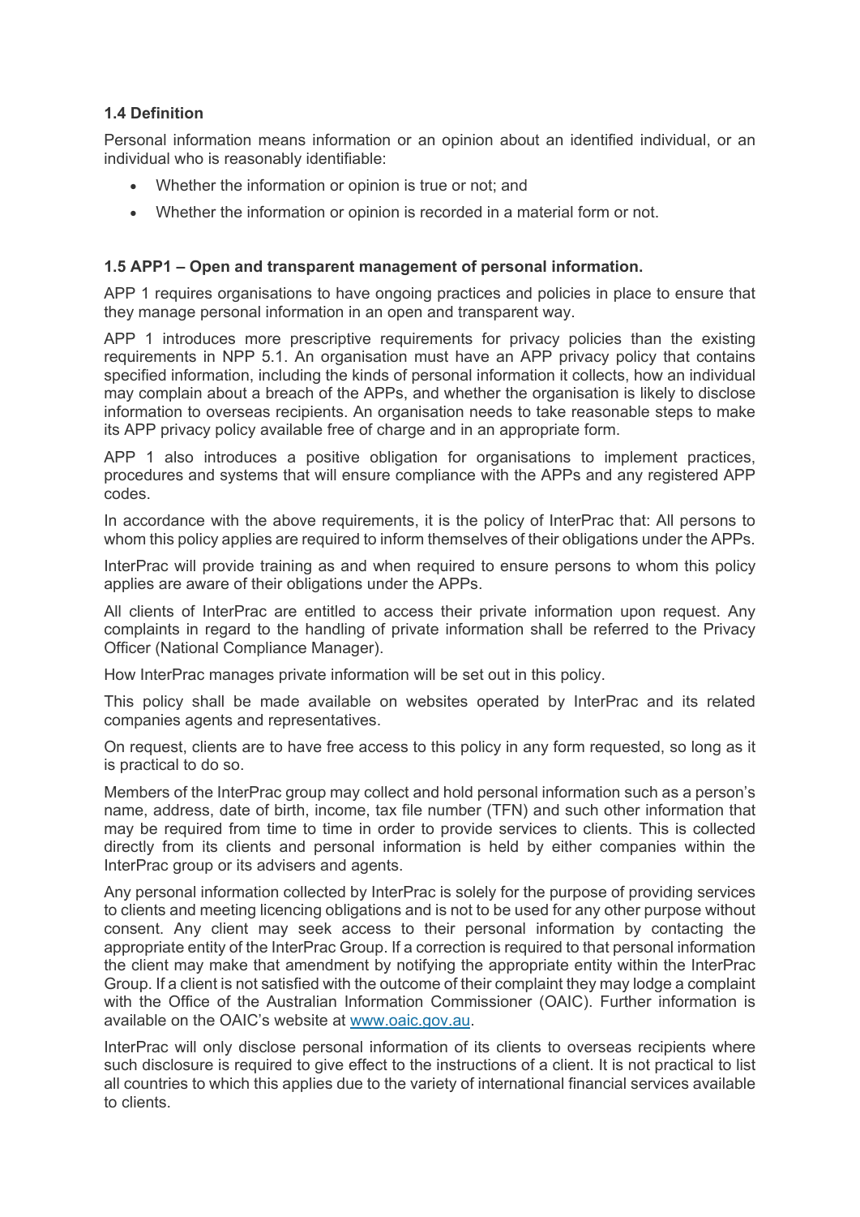### 1.4 Definition

Personal information means information or an opinion about an identified individual, or an individual who is reasonably identifiable:

- Whether the information or opinion is true or not; and
- Whether the information or opinion is recorded in a material form or not.

### 1.5 APP1 – Open and transparent management of personal information.

APP 1 requires organisations to have ongoing practices and policies in place to ensure that they manage personal information in an open and transparent way.

APP 1 introduces more prescriptive requirements for privacy policies than the existing requirements in NPP 5.1. An organisation must have an APP privacy policy that contains specified information, including the kinds of personal information it collects, how an individual may complain about a breach of the APPs, and whether the organisation is likely to disclose information to overseas recipients. An organisation needs to take reasonable steps to make its APP privacy policy available free of charge and in an appropriate form.

APP 1 also introduces a positive obligation for organisations to implement practices, procedures and systems that will ensure compliance with the APPs and any registered APP codes.

In accordance with the above requirements, it is the policy of InterPrac that: All persons to whom this policy applies are required to inform themselves of their obligations under the APPs.

InterPrac will provide training as and when required to ensure persons to whom this policy applies are aware of their obligations under the APPs.

All clients of InterPrac are entitled to access their private information upon request. Any complaints in regard to the handling of private information shall be referred to the Privacy Officer (National Compliance Manager).

How InterPrac manages private information will be set out in this policy.

This policy shall be made available on websites operated by InterPrac and its related companies agents and representatives.

On request, clients are to have free access to this policy in any form requested, so long as it is practical to do so.

Members of the InterPrac group may collect and hold personal information such as a person's name, address, date of birth, income, tax file number (TFN) and such other information that may be required from time to time in order to provide services to clients. This is collected directly from its clients and personal information is held by either companies within the InterPrac group or its advisers and agents.

Any personal information collected by InterPrac is solely for the purpose of providing services to clients and meeting licencing obligations and is not to be used for any other purpose without consent. Any client may seek access to their personal information by contacting the appropriate entity of the InterPrac Group. If a correction is required to that personal information the client may make that amendment by notifying the appropriate entity within the InterPrac Group. If a client is not satisfied with the outcome of their complaint they may lodge a complaint with the Office of the Australian Information Commissioner (OAIC). Further information is available on the OAIC's website at www.oaic.gov.au.

InterPrac will only disclose personal information of its clients to overseas recipients where such disclosure is required to give effect to the instructions of a client. It is not practical to list all countries to which this applies due to the variety of international financial services available to clients.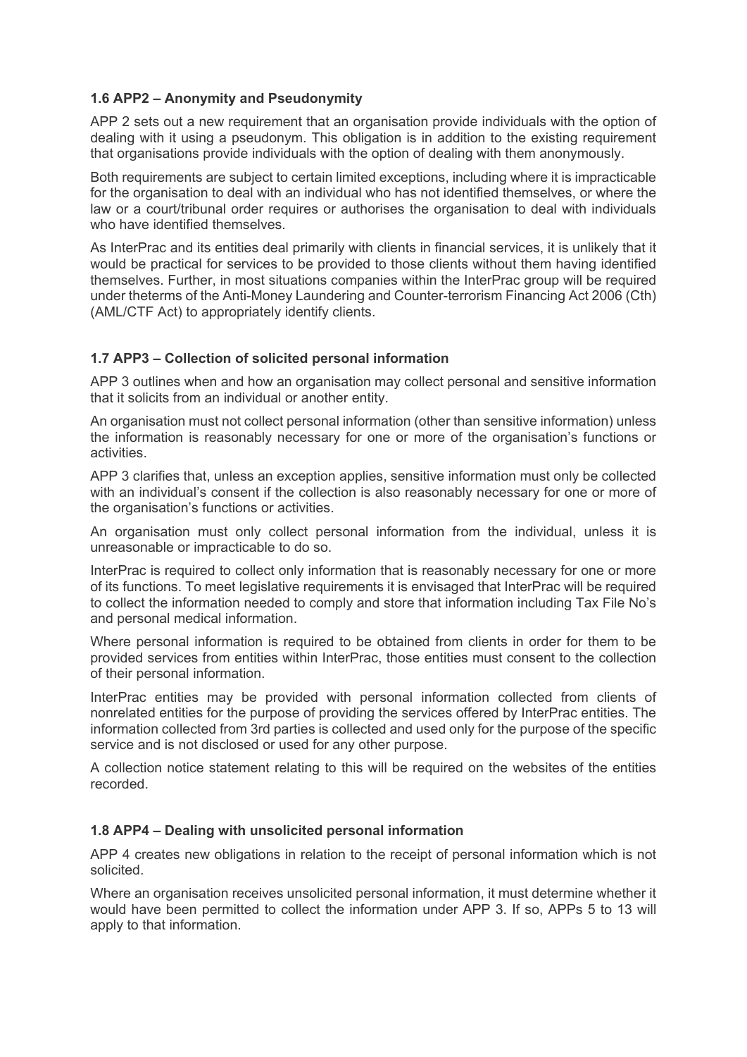### 1.6 APP2 – Anonymity and Pseudonymity

APP 2 sets out a new requirement that an organisation provide individuals with the option of dealing with it using a pseudonym. This obligation is in addition to the existing requirement that organisations provide individuals with the option of dealing with them anonymously.

Both requirements are subject to certain limited exceptions, including where it is impracticable for the organisation to deal with an individual who has not identified themselves, or where the law or a court/tribunal order requires or authorises the organisation to deal with individuals who have identified themselves.

As InterPrac and its entities deal primarily with clients in financial services, it is unlikely that it would be practical for services to be provided to those clients without them having identified themselves. Further, in most situations companies within the InterPrac group will be required under theterms of the Anti-Money Laundering and Counter-terrorism Financing Act 2006 (Cth) (AML/CTF Act) to appropriately identify clients.

### 1.7 APP3 – Collection of solicited personal information

APP 3 outlines when and how an organisation may collect personal and sensitive information that it solicits from an individual or another entity.

An organisation must not collect personal information (other than sensitive information) unless the information is reasonably necessary for one or more of the organisation's functions or activities.

APP 3 clarifies that, unless an exception applies, sensitive information must only be collected with an individual's consent if the collection is also reasonably necessary for one or more of the organisation's functions or activities.

An organisation must only collect personal information from the individual, unless it is unreasonable or impracticable to do so.

InterPrac is required to collect only information that is reasonably necessary for one or more of its functions. To meet legislative requirements it is envisaged that InterPrac will be required to collect the information needed to comply and store that information including Tax File No's and personal medical information.

Where personal information is required to be obtained from clients in order for them to be provided services from entities within InterPrac, those entities must consent to the collection of their personal information.

InterPrac entities may be provided with personal information collected from clients of nonrelated entities for the purpose of providing the services offered by InterPrac entities. The information collected from 3rd parties is collected and used only for the purpose of the specific service and is not disclosed or used for any other purpose.

A collection notice statement relating to this will be required on the websites of the entities recorded.

### 1.8 APP4 – Dealing with unsolicited personal information

APP 4 creates new obligations in relation to the receipt of personal information which is not solicited.

Where an organisation receives unsolicited personal information, it must determine whether it would have been permitted to collect the information under APP 3. If so, APPs 5 to 13 will apply to that information.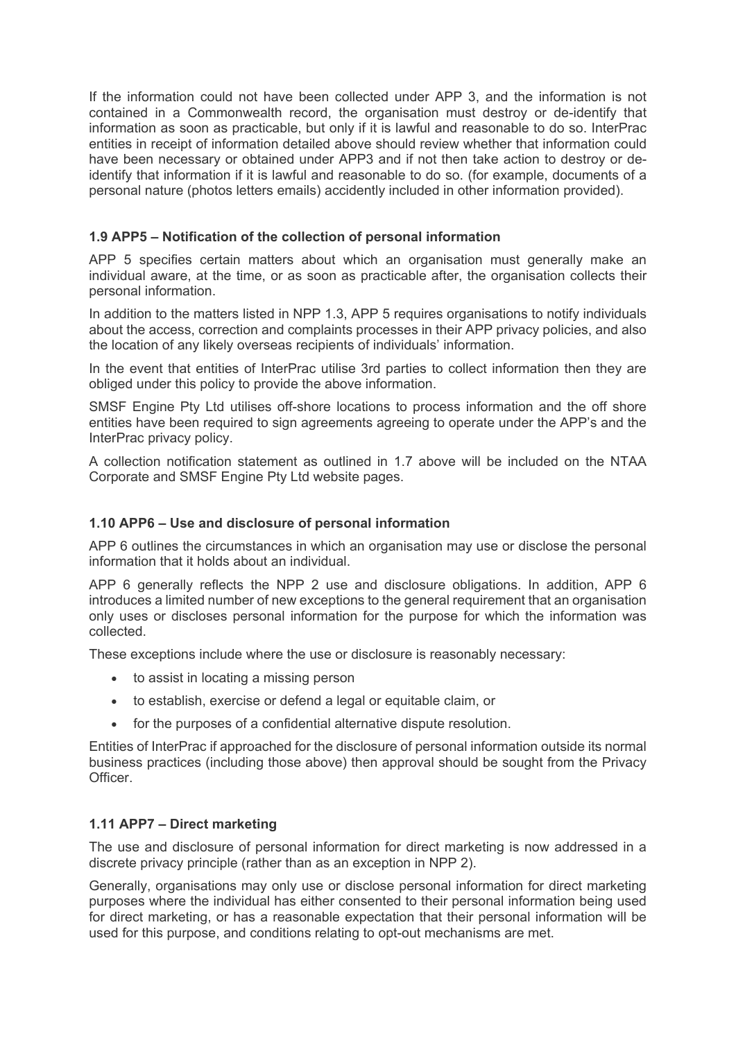If the information could not have been collected under APP 3, and the information is not contained in a Commonwealth record, the organisation must destroy or de-identify that information as soon as practicable, but only if it is lawful and reasonable to do so. InterPrac entities in receipt of information detailed above should review whether that information could have been necessary or obtained under APP3 and if not then take action to destroy or de-identify that information if it is lawful and reasonable to do so. (for example, documents of a personal nature (photos letters emails) accidently included in other information provided).

### 1.9 APP5 – Notification of the collection of personal information

APP 5 specifies certain matters about which an organisation must generally make an individual aware, at the time, or as soon as practicable after, the organisation collects their personal information.

In addition to the matters listed in NPP 1.3, APP 5 requires organisations to notify individuals about the access, correction and complaints processes in their APP privacy policies, and also the location of any likely overseas recipients of individuals' information.

In the event that entities of InterPrac utilise 3rd parties to collect information then they are obliged under this policy to provide the above information.

SMSF Engine Pty Ltd utilises off-shore locations to process information and the off shore entities have been required to sign agreements agreeing to operate under the APP's and the InterPrac privacy policy.

A collection notification statement as outlined in 1.7 above will be included on the NTAA Corporate and SMSF Engine Pty Ltd website pages.

### 1.10 APP6 – Use and disclosure of personal information

APP 6 outlines the circumstances in which an organisation may use or disclose the personal information that it holds about an individual.

APP 6 generally reflects the NPP 2 use and disclosure obligations. In addition, APP 6 introduces a limited number of new exceptions to the general requirement that an organisation only uses or discloses personal information for the purpose for which the information was collected.

These exceptions include where the use or disclosure is reasonably necessary:

- to assist in locating a missing person
- to establish, exercise or defend a legal or equitable claim, or
- for the purposes of a confidential alternative dispute resolution.

Entities of InterPrac if approached for the disclosure of personal information outside its normal business practices (including those above) then approval should be sought from the Privacy Officer.

### 1.11 APP7 – Direct marketing

The use and disclosure of personal information for direct marketing is now addressed in a discrete privacy principle (rather than as an exception in NPP 2).

Generally, organisations may only use or disclose personal information for direct marketing purposes where the individual has either consented to their personal information being used for direct marketing, or has a reasonable expectation that their personal information will be used for this purpose, and conditions relating to opt-out mechanisms are met.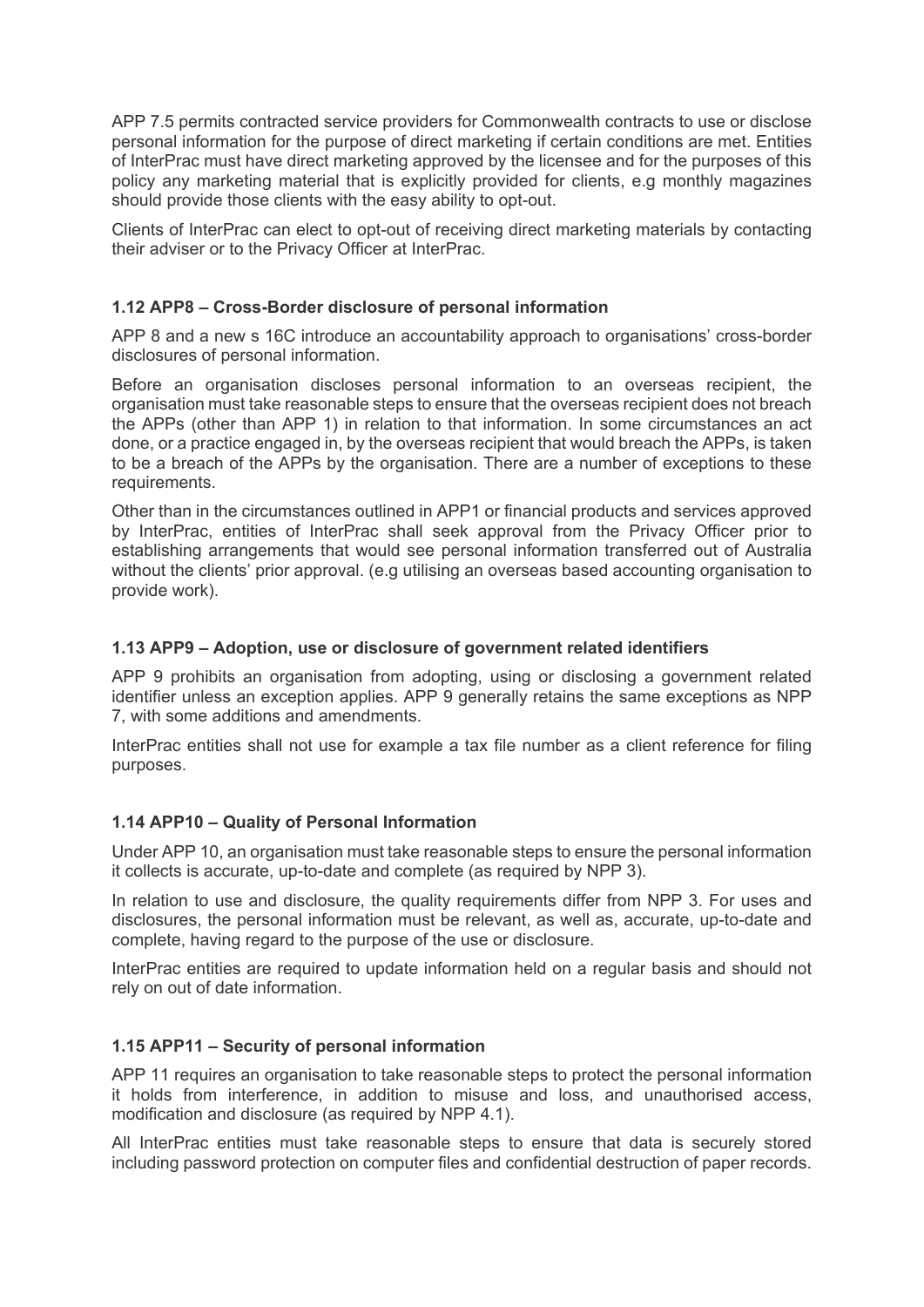APP 7.5 permits contracted service providers for Commonwealth contracts to use or disclose personal information for the purpose of direct marketing if certain conditions are met. Entities of InterPrac must have direct marketing approved by the licensee and for the purposes of this policy any marketing material that is explicitly provided for clients, e.g monthly magazines should provide those clients with the easy ability to opt-out.

Clients of InterPrac can elect to opt-out of receiving direct marketing materials by contacting their adviser or to the Privacy Officer at InterPrac.

### 1.12 APP8 – Cross-Border disclosure of personal information

APP 8 and a new s 16C introduce an accountability approach to organisations' cross-border disclosures of personal information.

Before an organisation discloses personal information to an overseas recipient, the organisation must take reasonable steps to ensure that the overseas recipient does not breach the APPs (other than APP 1) in relation to that information. In some circumstances an act done, or a practice engaged in, by the overseas recipient that would breach the APPs, is taken to be a breach of the APPs by the organisation. There are a number of exceptions to these requirements.

Other than in the circumstances outlined in APP1 or financial products and services approved by InterPrac, entities of InterPrac shall seek approval from the Privacy Officer prior to establishing arrangements that would see personal information transferred out of Australia without the clients' prior approval. (e.g utilising an overseas based accounting organisation to provide work).

### 1.13 APP9 – Adoption, use or disclosure of government related identifiers

APP 9 prohibits an organisation from adopting, using or disclosing a government related identifier unless an exception applies. APP 9 generally retains the same exceptions as NPP 7, with some additions and amendments.

InterPrac entities shall not use for example a tax file number as a client reference for filing purposes.

### 1.14 APP10 – Quality of Personal Information

Under APP 10, an organisation must take reasonable steps to ensure the personal information it collects is accurate, up-to-date and complete (as required by NPP 3).

In relation to use and disclosure, the quality requirements differ from NPP 3. For uses and disclosures, the personal information must be relevant, as well as, accurate, up-to-date and complete, having regard to the purpose of the use or disclosure.

InterPrac entities are required to update information held on a regular basis and should not rely on out of date information.

### 1.15 APP11 – Security of personal information

APP 11 requires an organisation to take reasonable steps to protect the personal information it holds from interference, in addition to misuse and loss, and unauthorised access, modification and disclosure (as required by NPP 4.1).

All InterPrac entities must take reasonable steps to ensure that data is securely stored including password protection on computer files and confidential destruction of paper records.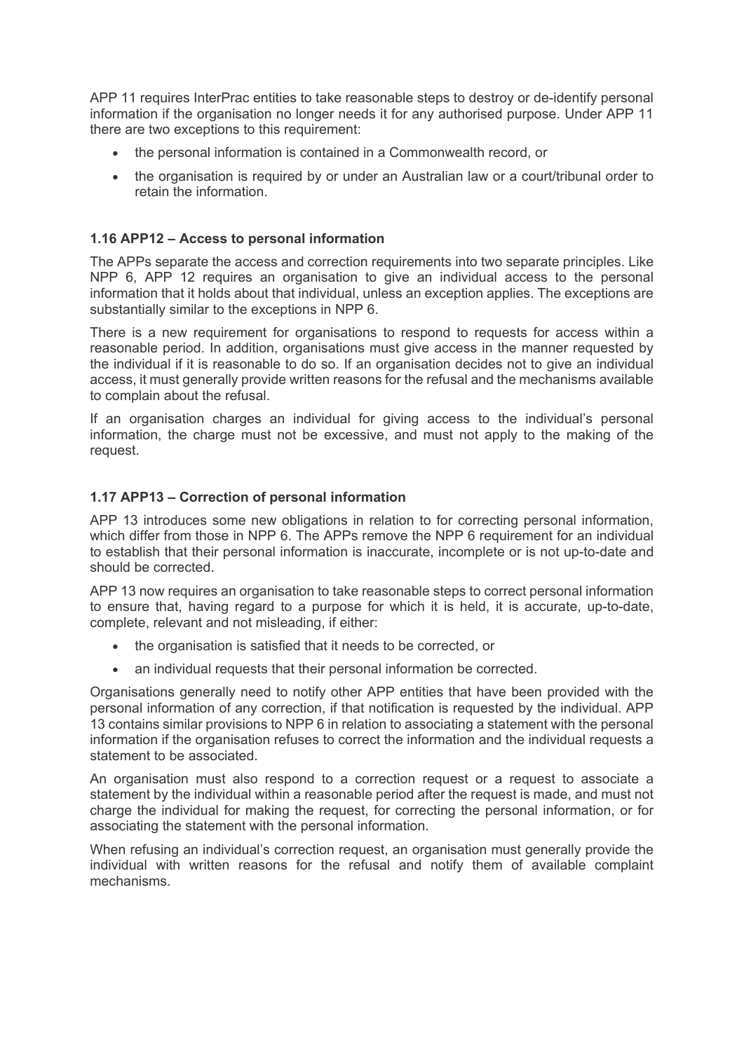APP 11 requires InterPrac entities to take reasonable steps to destroy or de-identify personal information if the organisation no longer needs it for any authorised purpose. Under APP 11 there are two exceptions to this requirement:

- the personal information is contained in a Commonwealth record, or
- the organisation is required by or under an Australian law or a court/tribunal order to retain the information.

### 1.16 APP12 – Access to personal information

The APPs separate the access and correction requirements into two separate principles. Like NPP 6, APP 12 requires an organisation to give an individual access to the personal information that it holds about that individual, unless an exception applies. The exceptions are substantially similar to the exceptions in NPP 6.

There is a new requirement for organisations to respond to requests for access within a reasonable period. In addition, organisations must give access in the manner requested by the individual if it is reasonable to do so. If an organisation decides not to give an individual access, it must generally provide written reasons for the refusal and the mechanisms available to complain about the refusal.

If an organisation charges an individual for giving access to the individual's personal information, the charge must not be excessive, and must not apply to the making of the request.

### 1.17 APP13 – Correction of personal information

APP 13 introduces some new obligations in relation to for correcting personal information, which differ from those in NPP 6. The APPs remove the NPP 6 requirement for an individual to establish that their personal information is inaccurate, incomplete or is not up-to-date and should be corrected.

APP 13 now requires an organisation to take reasonable steps to correct personal information to ensure that, having regard to a purpose for which it is held, it is accurate, up-to-date, complete, relevant and not misleading, if either:

- the organisation is satisfied that it needs to be corrected, or
- an individual requests that their personal information be corrected.

Organisations generally need to notify other APP entities that have been provided with the personal information of any correction, if that notification is requested by the individual. APP 13 contains similar provisions to NPP 6 in relation to associating a statement with the personal information if the organisation refuses to correct the information and the individual requests a statement to be associated.

An organisation must also respond to a correction request or a request to associate a statement by the individual within a reasonable period after the request is made, and must not charge the individual for making the request, for correcting the personal information, or for associating the statement with the personal information.

When refusing an individual's correction request, an organisation must generally provide the individual with written reasons for the refusal and notify them of available complaint mechanisms.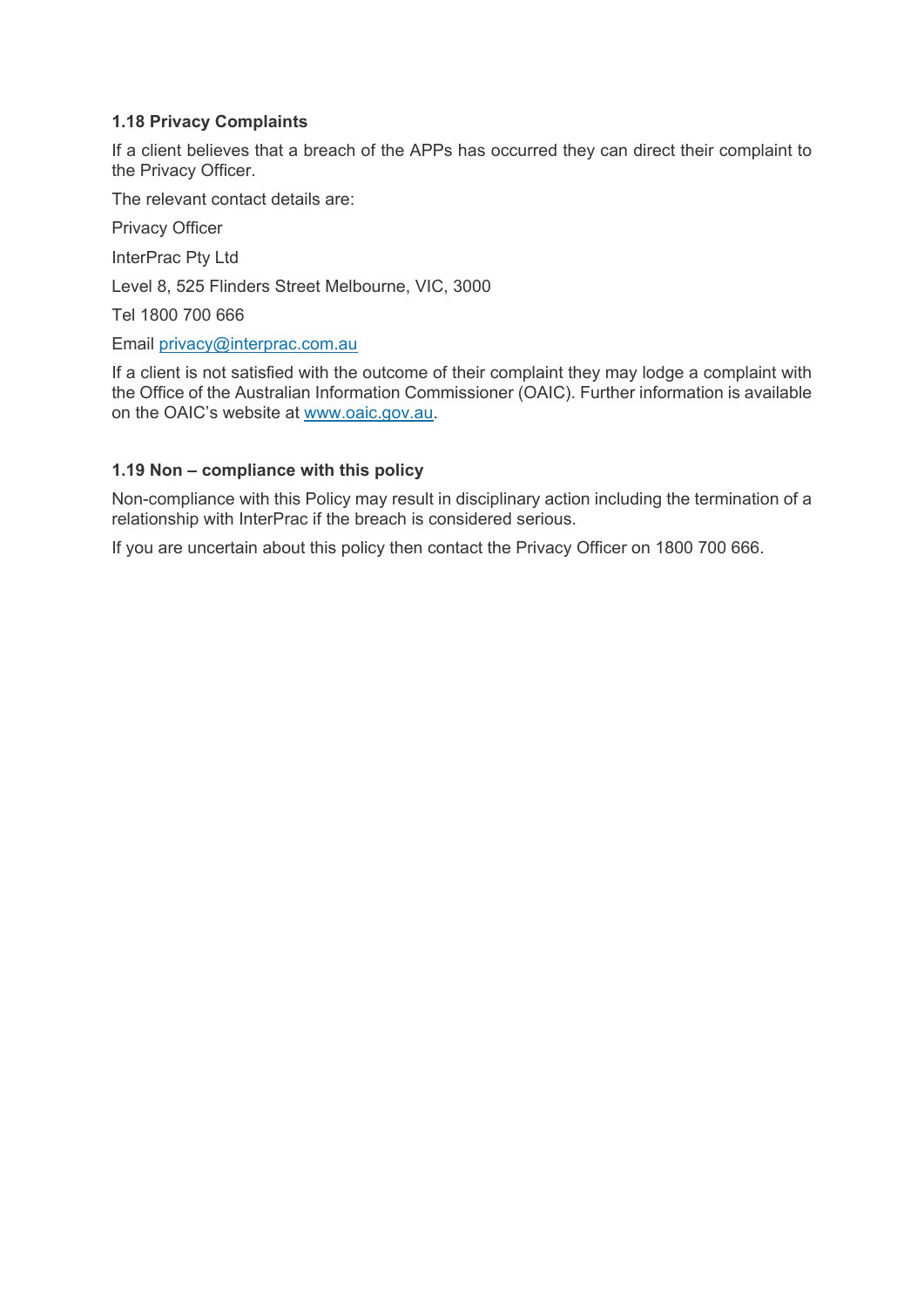### 1.18 Privacy Complaints

If a client believes that a breach of the APPs has occurred they can direct their complaint to the Privacy Officer.

The relevant contact details are:

Privacy Officer

InterPrac Pty Ltd

Level 8, 525 Flinders Street Melbourne, VIC, 3000

Tel 1800 700 666

Email [privacy@interprac.com.au](mailto:privacy@interprac.com.au)

If a client is not satisfied with the outcome of their complaint they may lodge a complaint with the Office of the Australian Information Commissioner (OAIC). Further information is available on the OAIC's website at [www.oaic.gov.au](http://www.oaic.gov.au).

### 1.19 Non – compliance with this policy

Non-compliance with this Policy may result in disciplinary action including the termination of a relationship with InterPrac if the breach is considered serious.

If you are uncertain about this policy then contact the Privacy Officer on 1800 700 666.